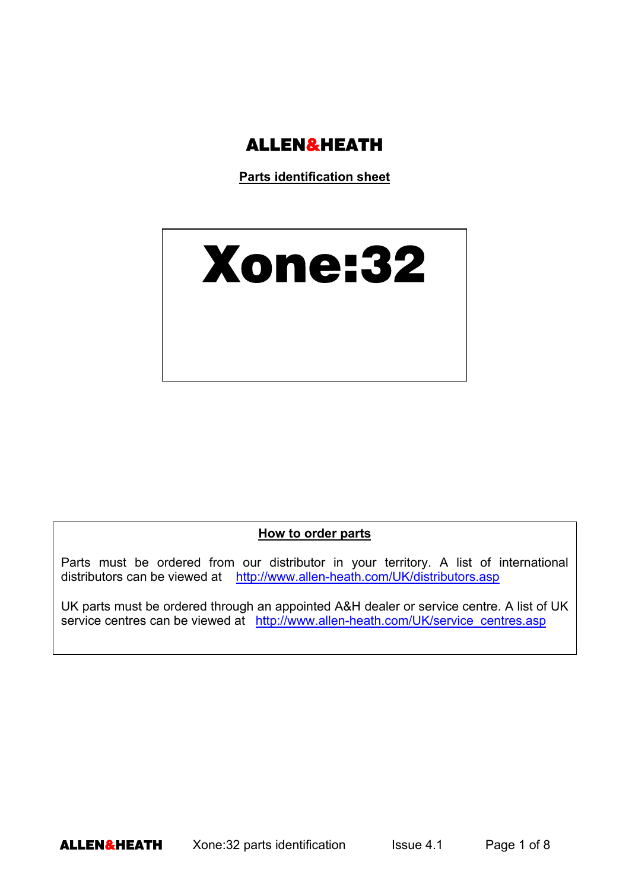**ALLEN&HEATH**

## Parts identification sheet

# Xone:32

### How to order parts

Parts must be ordered from our distributor in your territory. A list of international distributors can be viewed at http://www.allen-heath.com/UK/distributors.asp

UK parts must be ordered through an appointed A&H dealer or service centre. A list of UK service centres can be viewed at http://www.allen-heath.com/UK/service_centres.asp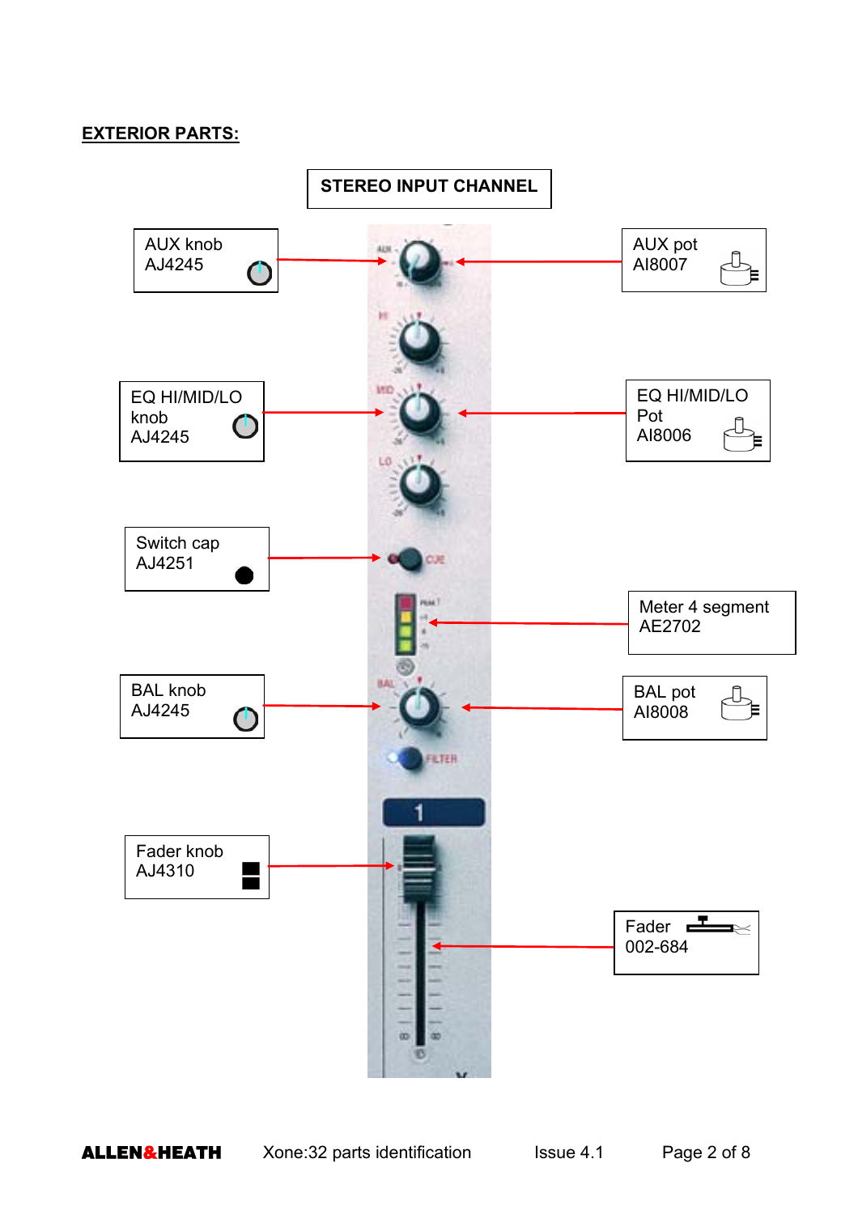**EXTERIOR PARTS:**

**STEREO INPUT CHANNEL**

AUX knob
AJ4245

AUX pot
AI8007

EQ HI/MID/LO knob
AJ4245

EQ HI/MID/LO Pot
AI8006

Switch cap
AJ4251

Meter 4 segment
AE2702

BAL knob
AJ4245

BAL pot
AI8008

Fader knob
AJ4310

Fader
002-684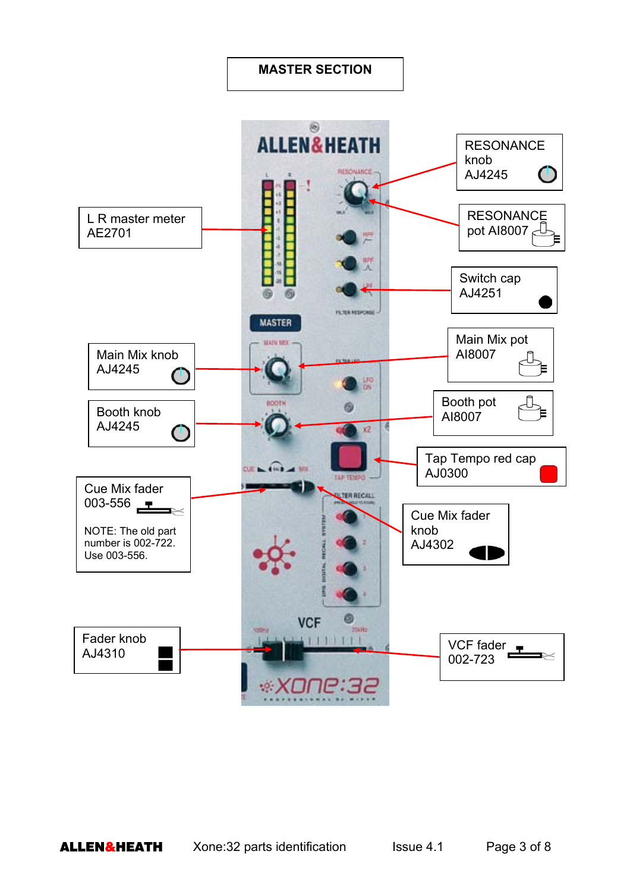# MASTER SECTION

RESONANCE knob AJ4245

RESONANCE pot AI8007

L R master meter AE2701

Switch cap AJ4251

Main Mix knob AJ4245

Main Mix pot AI8007

Booth knob AJ4245

Booth pot AI8007

Tap Tempo red cap AJ0300

Cue Mix fader 003-556

NOTE: The old part number is 002-722. Use 003-556.

Cue Mix fader knob AJ4302

Fader knob AJ4310

VCF fader 002-723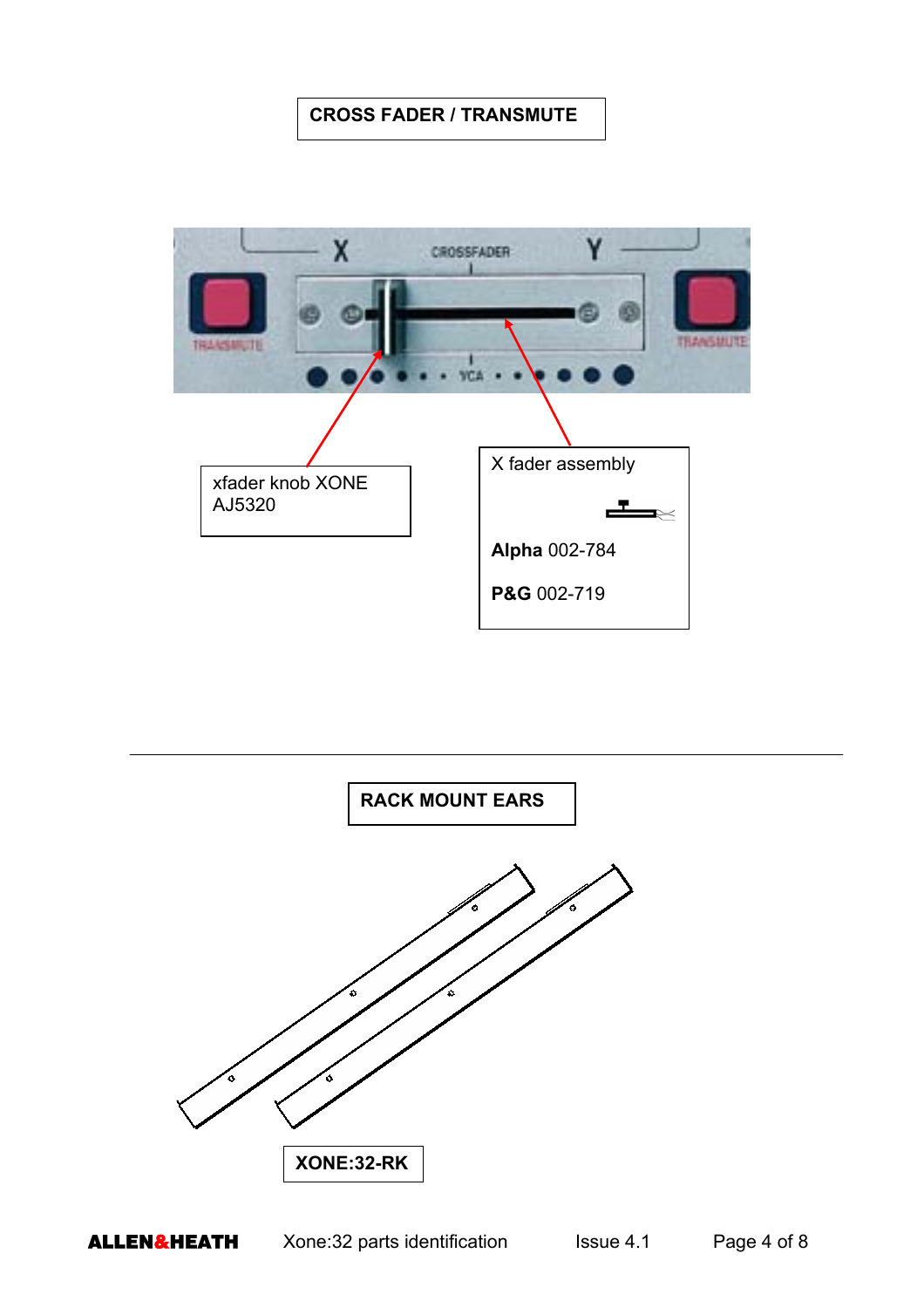## CROSS FADER / TRANSMUTE

xfader knob XONE AJ5320

X fader assembly

**Alpha** 002-784

**P&G** 002-719

---

## RACK MOUNT EARS

**XONE:32-RK**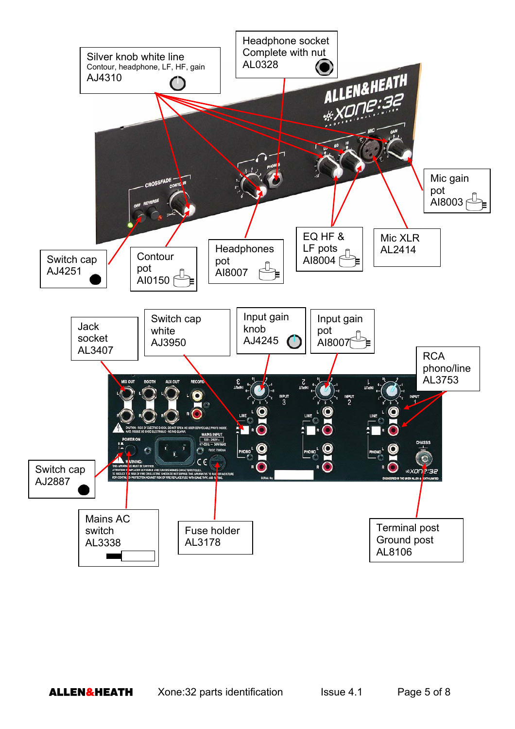Silver knob white line
Contour, headphone, LF, HF, gain
AJ4310

Headphone socket
Complete with nut
AL0328

Mic gain pot
AI8003

Switch cap
AJ4251

Contour pot
AI0150

Headphones pot
AI8007

EQ HF & LF pots
AI8004

Mic XLR
AL2414

Jack socket
AL3407

Switch cap white
AJ3950

Input gain knob
AJ4245

Input gain pot
AI8007

RCA phono/line
AL3753

Switch cap
AJ2887

Mains AC switch
AL3338

Fuse holder
AL3178

Terminal post
Ground post
AL8106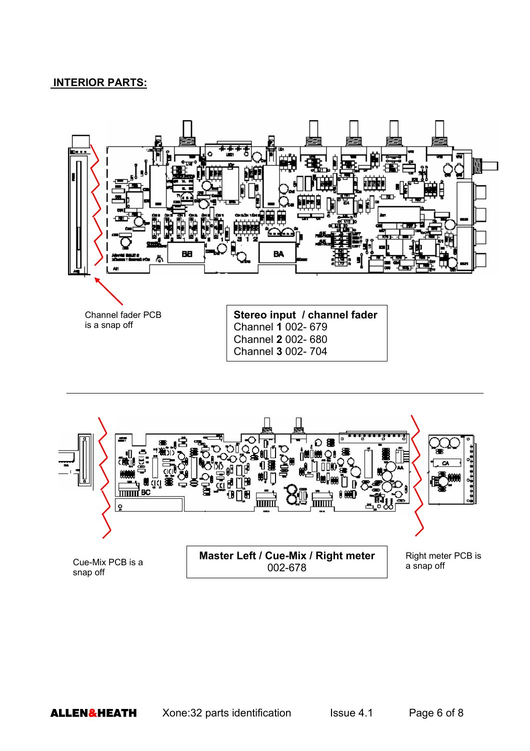## INTERIOR PARTS:

Channel fader PCB is a snap off

**Stereo input / channel fader**
Channel **1** 002- 679
Channel **2** 002- 680
Channel **3** 002- 704

Cue-Mix PCB is a snap off

**Master Left / Cue-Mix / Right meter**
002-678

Right meter PCB is a snap off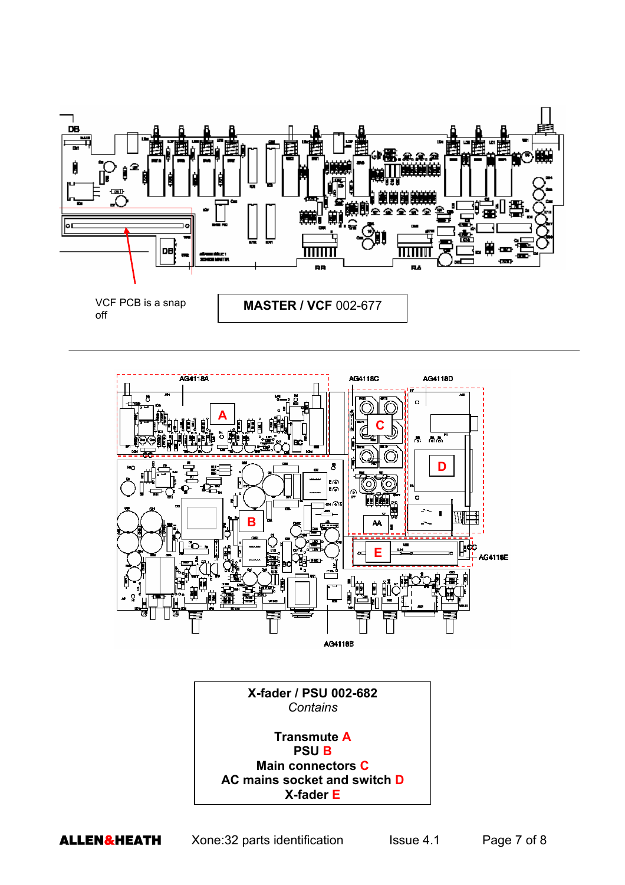VCF PCB is a snap off

**MASTER / VCF** 002-677

AG4118A

AG4118C

AG4118D

AG4118E

AG4118B

A

B

C

D

E

**X-fader / PSU 002-682**

*Contains*

**Transmute A**

**PSU B**

**Main connectors C**

**AC mains socket and switch D**

**X-fader E**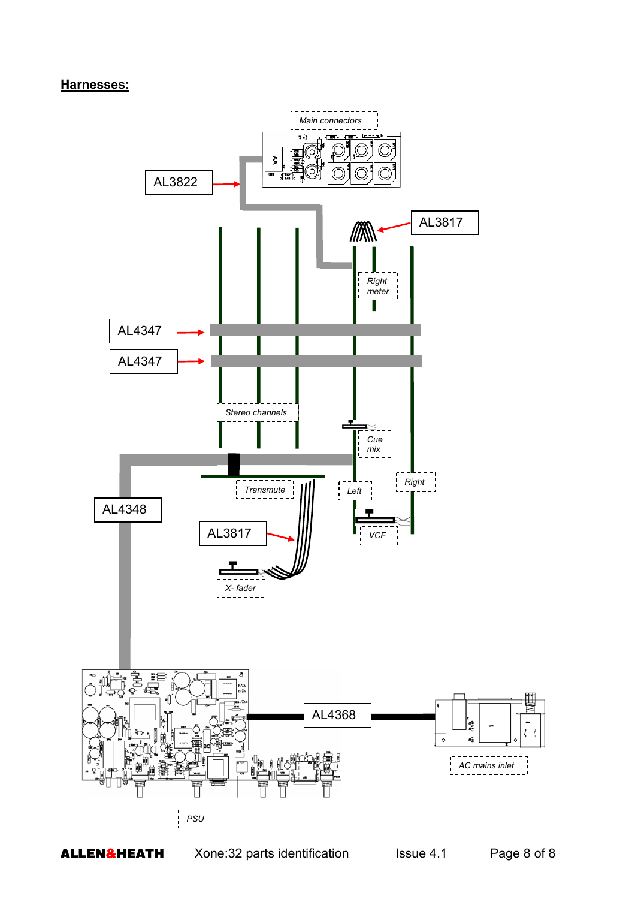**Harnesses:**

Main connectors

AL3822

AL3817

Right meter

AL4347

AL4347

Stereo channels

Cue mix

Transmute

Left

Right

AL4348

AL3817

VCF

X- fader

AL4368

AC mains inlet

PSU